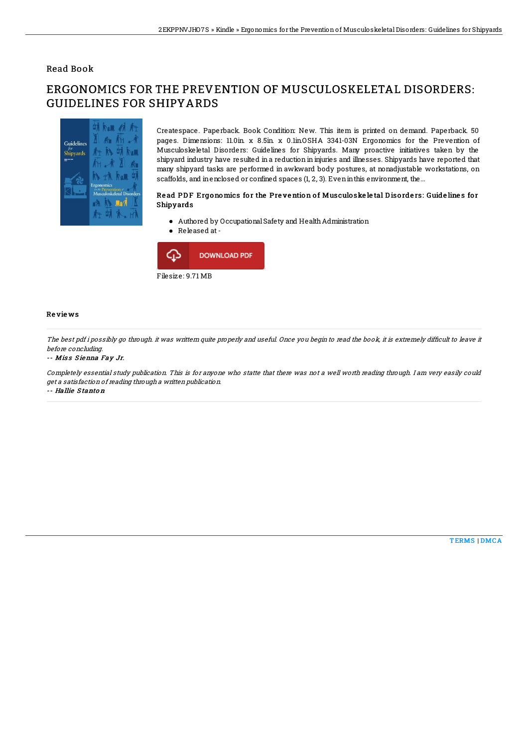Read Book

# ERGONOMICS FOR THE PREVENTION OF MUSCULOSKELETAL DISORDERS: GUIDELINES FOR SHIPYARDS

Createspace. Paperback. Book Condition: New. This item is printed on demand. Paperback. 50 pages. Dimensions: 11.0in. x 8.5in. x 0.1in.OSHA 3341-03N Ergonomics for the Prevention of Musculoskeletal Disorders: Guidelines for Shipyards. Many proactive initiatives taken by the shipyard industry have resulted in a reduction in injuries and illnesses. Shipyards have reported that many shipyard tasks are performed in awkward body postures, at nonadjustable workstations, on scaffolds, and in enclosed or confined spaces (1, 2, 3). Even in this environment, the...

### Read PDF Ergonomics for the Prevention of Musculoskeletal Disorders: Guidelines for Shipyards

- Authored by Occupational Safety and Health Administration
- Released at -

DOWNLOAD PDF

Filesize: 9.71 MB

## Reviews

*The best pdf i possibly go through. it was writtern quite properly and useful. Once you begin to read the book, it is extremely difficult to leave it before concluding.*

-- Miss Sienna Fay Jr.

*Completely essential study publication. This is for anyone who statte that there was not a well worth reading through. I am very easily could get a satisfaction of reading through a written publication.*

-- Hallie Stanton

TERMS | DMCA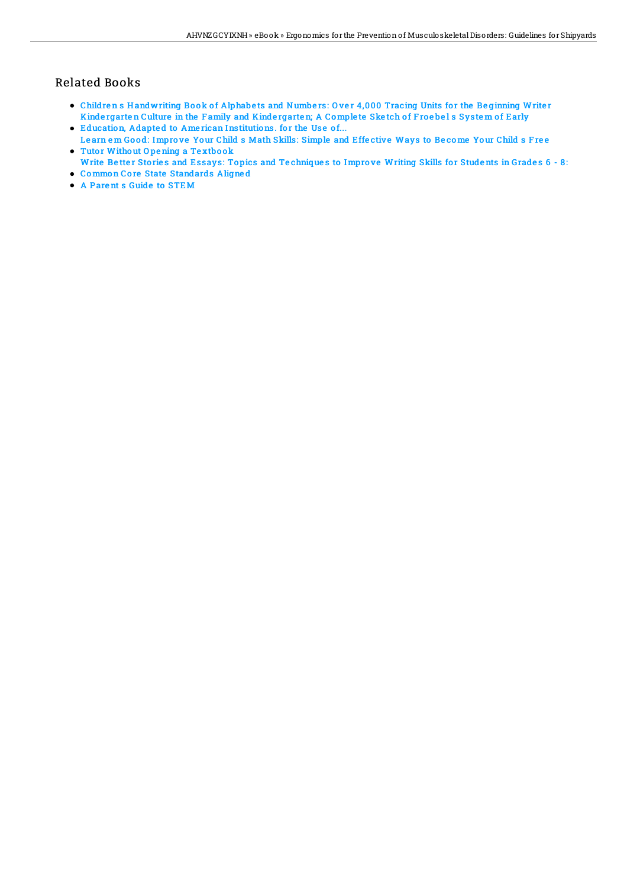## Related Books

- Children s Handwriting Book of Alphabets and Numbers: Over 4,000 Tracing Units for the Beginning Writer
- Kindergarten Culture in the Family and Kindergarten; A Complete Sketch of Froebel s System of Early Education, Adapted to American Institutions. for the Use of...
- Learn em Good: Improve Your Child s Math Skills: Simple and Effective Ways to Become Your Child s Free Tutor Without Opening a Textbook
- Write Better Stories and Essays: Topics and Techniques to Improve Writing Skills for Students in Grades 6 - 8: Common Core State Standards Aligned
- A Parent s Guide to STEM